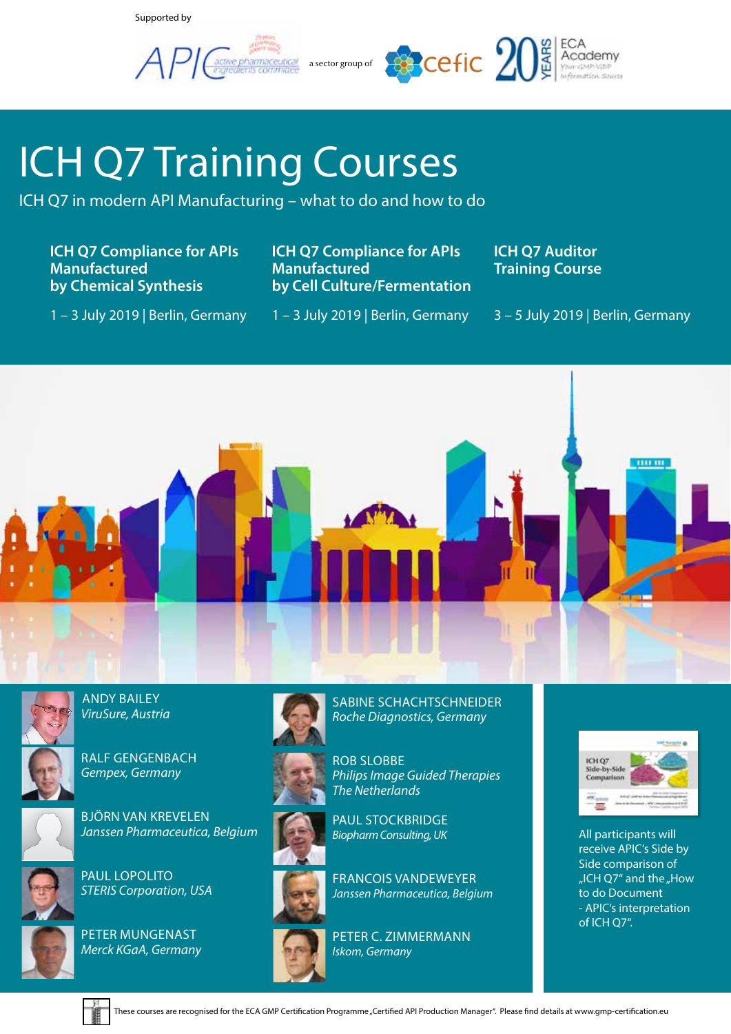Supported by

APIC active pharmaceutical ingredients committee — a sector group of cefic — 20 YEARS ECA Academy

# ICH Q7 Training Courses

ICH Q7 in modern API Manufacturing – what to do and how to do

**ICH Q7 Compliance for APIs Manufactured by Chemical Synthesis**

1 – 3 July 2019 | Berlin, Germany

**ICH Q7 Compliance for APIs Manufactured by Cell Culture/Fermentation**

1 – 3 July 2019 | Berlin, Germany

**ICH Q7 Auditor Training Course**

3 – 5 July 2019 | Berlin, Germany

ANDY BAILEY
*ViruSure, Austria*

RALF GENGENBACH
*Gempex, Germany*

BJÖRN VAN KREVELEN
*Janssen Pharmaceutica, Belgium*

PAUL LOPOLITO
*STERIS Corporation, USA*

PETER MUNGENAST
*Merck KGaA, Germany*

SABINE SCHACHTSCHNEIDER
*Roche Diagnostics, Germany*

ROB SLOBBE
*Philips Image Guided Therapies The Netherlands*

PAUL STOCKBRIDGE
*Biopharm Consulting, UK*

FRANCOIS VANDEWEYER
*Janssen Pharmaceutica, Belgium*

PETER C. ZIMMERMANN
*Iskom, Germany*

All participants will receive APIC's Side by Side comparison of „ICH Q7" and the „How to do Document - APIC's interpretation of ICH Q7".

These courses are recognised for the ECA GMP Certification Programme „Certified API Production Manager". Please find details at www.gmp-certification.eu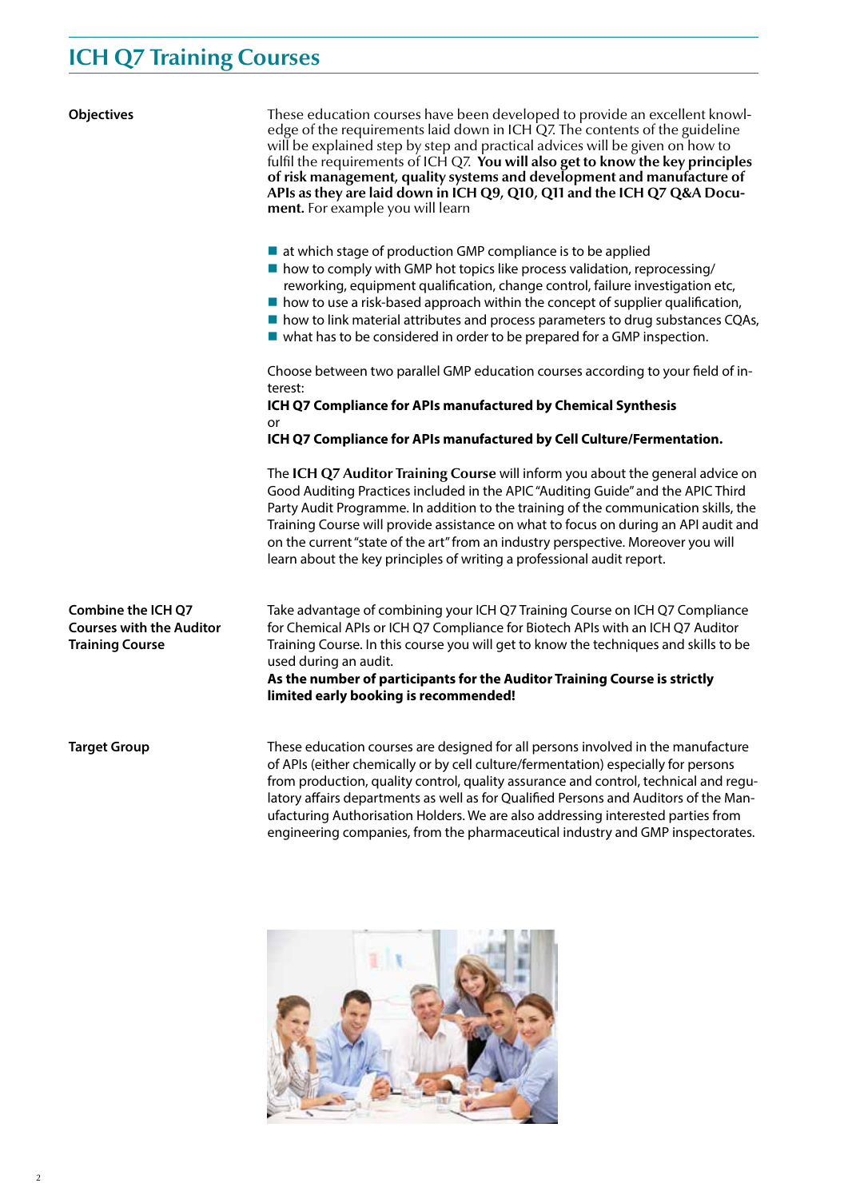## ICH Q7 Training Courses

**Objectives**

These education courses have been developed to provide an excellent knowledge of the requirements laid down in ICH Q7. The contents of the guideline will be explained step by step and practical advices will be given on how to fulfil the requirements of ICH Q7. **You will also get to know the key principles of risk management, quality systems and development and manufacture of APIs as they are laid down in ICH Q9, Q10, Q11 and the ICH Q7 Q&A Document.** For example you will learn

- at which stage of production GMP compliance is to be applied
- how to comply with GMP hot topics like process validation, reprocessing/reworking, equipment qualification, change control, failure investigation etc,
- how to use a risk-based approach within the concept of supplier qualification,
- how to link material attributes and process parameters to drug substances CQAs,
- what has to be considered in order to be prepared for a GMP inspection.

Choose between two parallel GMP education courses according to your field of interest:
**ICH Q7 Compliance for APIs manufactured by Chemical Synthesis**
or
**ICH Q7 Compliance for APIs manufactured by Cell Culture/Fermentation.**

The **ICH Q7 Auditor Training Course** will inform you about the general advice on Good Auditing Practices included in the APIC "Auditing Guide" and the APIC Third Party Audit Programme. In addition to the training of the communication skills, the Training Course will provide assistance on what to focus on during an API audit and on the current "state of the art" from an industry perspective. Moreover you will learn about the key principles of writing a professional audit report.

**Combine the ICH Q7 Courses with the Auditor Training Course**

Take advantage of combining your ICH Q7 Training Course on ICH Q7 Compliance for Chemical APIs or ICH Q7 Compliance for Biotech APIs with an ICH Q7 Auditor Training Course. In this course you will get to know the techniques and skills to be used during an audit.
**As the number of participants for the Auditor Training Course is strictly limited early booking is recommended!**

**Target Group**

These education courses are designed for all persons involved in the manufacture of APIs (either chemically or by cell culture/fermentation) especially for persons from production, quality control, quality assurance and control, technical and regulatory affairs departments as well as for Qualified Persons and Auditors of the Manufacturing Authorisation Holders. We are also addressing interested parties from engineering companies, from the pharmaceutical industry and GMP inspectorates.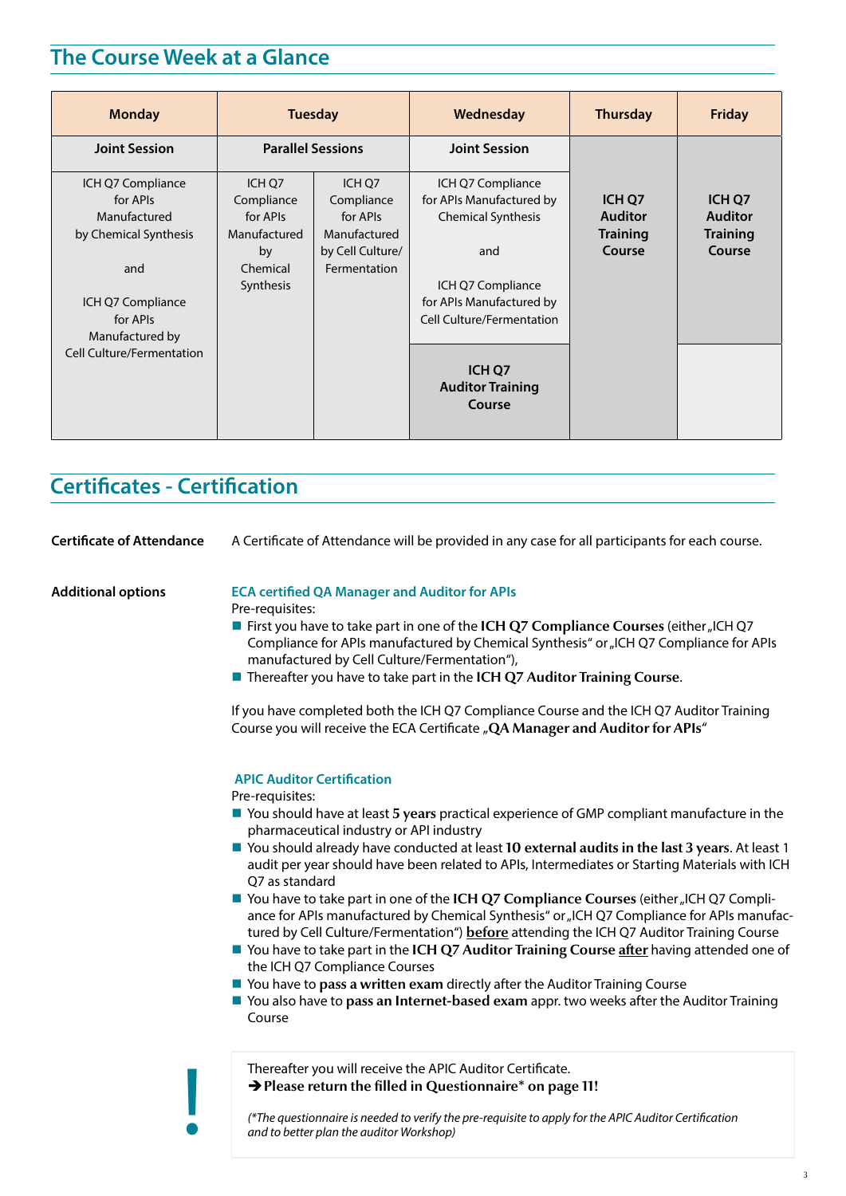## The Course Week at a Glance

| Monday | Tuesday | | Wednesday | Thursday | Friday |
|---|---|---|---|---|---|
| Joint Session | Parallel Sessions | | Joint Session | ICH Q7 Auditor Training Course | ICH Q7 Auditor Training Course |
| ICH Q7 Compliance for APIs Manufactured by Chemical Synthesis<br><br>and<br><br>ICH Q7 Compliance for APIs Manufactured by Cell Culture/Fermentation | ICH Q7 Compliance for APIs Manufactured by Chemical Synthesis | ICH Q7 Compliance for APIs Manufactured by Cell Culture/ Fermentation | ICH Q7 Compliance for APIs Manufactured by Chemical Synthesis<br><br>and<br><br>ICH Q7 Compliance for APIs Manufactured by Cell Culture/Fermentation | | |
| | | | ICH Q7 Auditor Training Course | | |

## Certificates - Certification

**Certificate of Attendance**

A Certificate of Attendance will be provided in any case for all participants for each course.

**Additional options**

**ECA certified QA Manager and Auditor for APIs**

Pre-requisites:

- First you have to take part in one of the **ICH Q7 Compliance Courses** (either „ICH Q7 Compliance for APIs manufactured by Chemical Synthesis“ or „ICH Q7 Compliance for APIs manufactured by Cell Culture/Fermentation“),
- Thereafter you have to take part in the **ICH Q7 Auditor Training Course**.

If you have completed both the ICH Q7 Compliance Course and the ICH Q7 Auditor Training Course you will receive the ECA Certificate **„QA Manager and Auditor for APIs“**

**APIC Auditor Certification**

Pre-requisites:

- You should have at least **5 years** practical experience of GMP compliant manufacture in the pharmaceutical industry or API industry
- You should already have conducted at least **10 external audits in the last 3 years**. At least 1 audit per year should have been related to APIs, Intermediates or Starting Materials with ICH Q7 as standard
- You have to take part in one of the **ICH Q7 Compliance Courses** (either „ICH Q7 Compliance for APIs manufactured by Chemical Synthesis“ or „ICH Q7 Compliance for APIs manufactured by Cell Culture/Fermentation“) **before** attending the ICH Q7 Auditor Training Course
- You have to take part in the **ICH Q7 Auditor Training Course after** having attended one of the ICH Q7 Compliance Courses
- You have to **pass a written exam** directly after the Auditor Training Course
- You also have to **pass an Internet-based exam** appr. two weeks after the Auditor Training Course

**!**

Thereafter you will receive the APIC Auditor Certificate.
➔ **Please return the filled in Questionnaire* on page 11!**

*(*The questionnaire is needed to verify the pre-requisite to apply for the APIC Auditor Certification and to better plan the auditor Workshop)*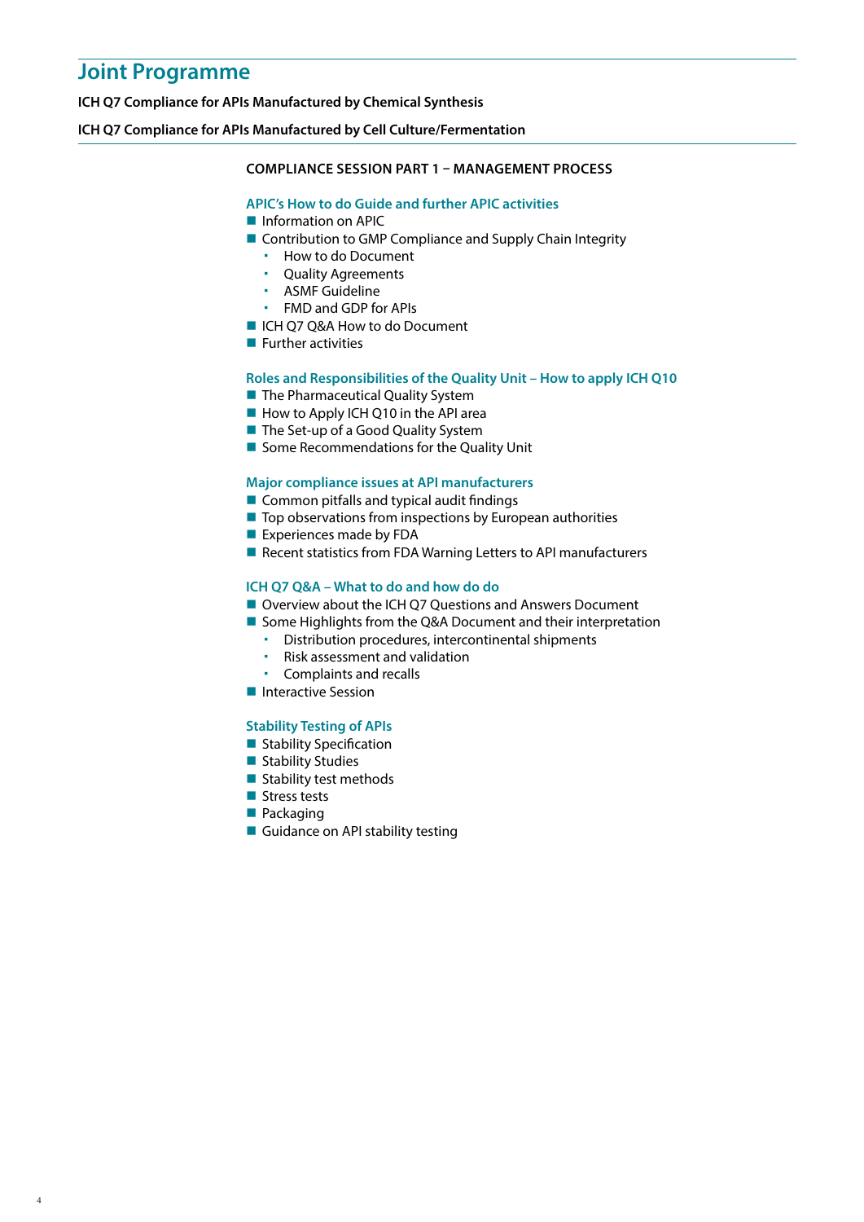# Joint Programme

**ICH Q7 Compliance for APIs Manufactured by Chemical Synthesis**

**ICH Q7 Compliance for APIs Manufactured by Cell Culture/Fermentation**

## COMPLIANCE SESSION PART 1 – MANAGEMENT PROCESS

### APIC's How to do Guide and further APIC activities

- Information on APIC
- Contribution to GMP Compliance and Supply Chain Integrity
  - How to do Document
  - Quality Agreements
  - ASMF Guideline
  - FMD and GDP for APIs
- ICH Q7 Q&A How to do Document
- Further activities

### Roles and Responsibilities of the Quality Unit – How to apply ICH Q10

- The Pharmaceutical Quality System
- How to Apply ICH Q10 in the API area
- The Set-up of a Good Quality System
- Some Recommendations for the Quality Unit

### Major compliance issues at API manufacturers

- Common pitfalls and typical audit findings
- Top observations from inspections by European authorities
- Experiences made by FDA
- Recent statistics from FDA Warning Letters to API manufacturers

### ICH Q7 Q&A – What to do and how do do

- Overview about the ICH Q7 Questions and Answers Document
- Some Highlights from the Q&A Document and their interpretation
  - Distribution procedures, intercontinental shipments
  - Risk assessment and validation
  - Complaints and recalls
- Interactive Session

### Stability Testing of APIs

- Stability Specification
- Stability Studies
- Stability test methods
- Stress tests
- Packaging
- Guidance on API stability testing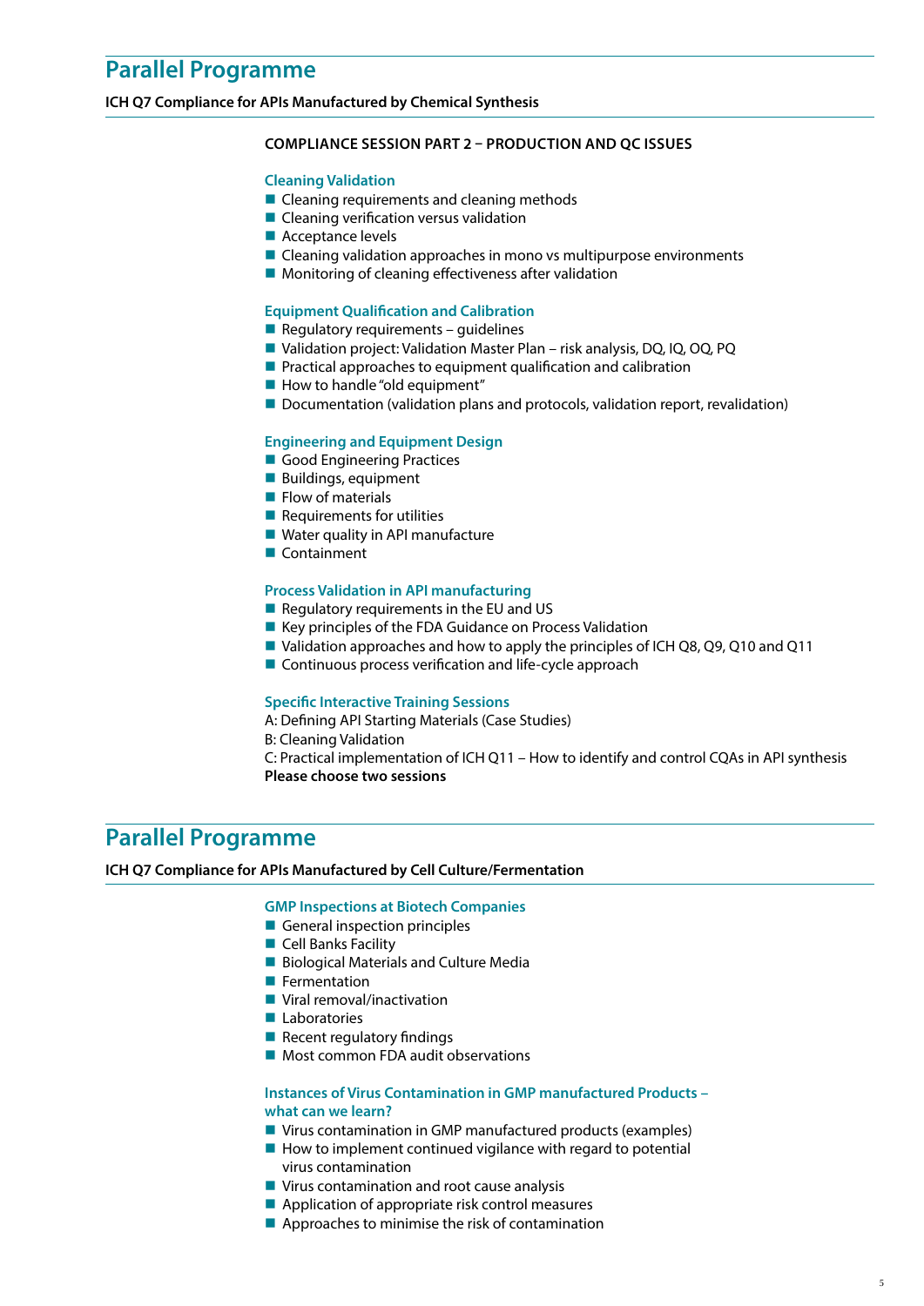## Parallel Programme

**ICH Q7 Compliance for APIs Manufactured by Chemical Synthesis**

**COMPLIANCE SESSION PART 2 – PRODUCTION AND QC ISSUES**

### Cleaning Validation

- Cleaning requirements and cleaning methods
- Cleaning verification versus validation
- Acceptance levels
- Cleaning validation approaches in mono vs multipurpose environments
- Monitoring of cleaning effectiveness after validation

### Equipment Qualification and Calibration

- Regulatory requirements – guidelines
- Validation project: Validation Master Plan – risk analysis, DQ, IQ, OQ, PQ
- Practical approaches to equipment qualification and calibration
- How to handle "old equipment"
- Documentation (validation plans and protocols, validation report, revalidation)

### Engineering and Equipment Design

- Good Engineering Practices
- Buildings, equipment
- Flow of materials
- Requirements for utilities
- Water quality in API manufacture
- Containment

### Process Validation in API manufacturing

- Regulatory requirements in the EU and US
- Key principles of the FDA Guidance on Process Validation
- Validation approaches and how to apply the principles of ICH Q8, Q9, Q10 and Q11
- Continuous process verification and life-cycle approach

### Specific Interactive Training Sessions

A: Defining API Starting Materials (Case Studies)
B: Cleaning Validation
C: Practical implementation of ICH Q11 – How to identify and control CQAs in API synthesis
**Please choose two sessions**

## Parallel Programme

**ICH Q7 Compliance for APIs Manufactured by Cell Culture/Fermentation**

### GMP Inspections at Biotech Companies

- General inspection principles
- Cell Banks Facility
- Biological Materials and Culture Media
- Fermentation
- Viral removal/inactivation
- Laboratories
- Recent regulatory findings
- Most common FDA audit observations

### Instances of Virus Contamination in GMP manufactured Products – what can we learn?

- Virus contamination in GMP manufactured products (examples)
- How to implement continued vigilance with regard to potential virus contamination
- Virus contamination and root cause analysis
- Application of appropriate risk control measures
- Approaches to minimise the risk of contamination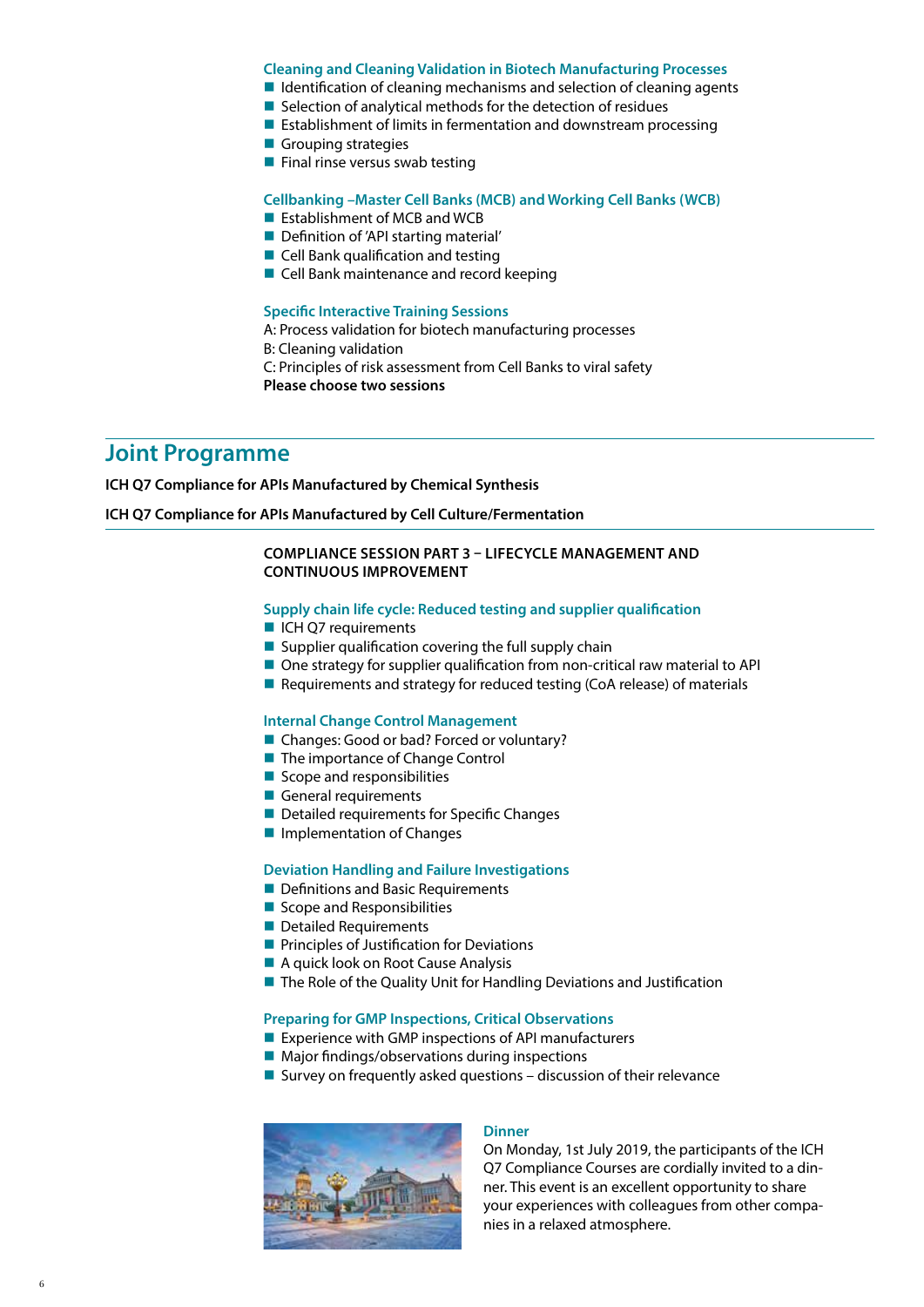### Cleaning and Cleaning Validation in Biotech Manufacturing Processes

- Identification of cleaning mechanisms and selection of cleaning agents
- Selection of analytical methods for the detection of residues
- Establishment of limits in fermentation and downstream processing
- Grouping strategies
- Final rinse versus swab testing

### Cellbanking –Master Cell Banks (MCB) and Working Cell Banks (WCB)

- Establishment of MCB and WCB
- Definition of 'API starting material'
- Cell Bank qualification and testing
- Cell Bank maintenance and record keeping

### Specific Interactive Training Sessions

A: Process validation for biotech manufacturing processes
B: Cleaning validation
C: Principles of risk assessment from Cell Banks to viral safety
**Please choose two sessions**

## Joint Programme

**ICH Q7 Compliance for APIs Manufactured by Chemical Synthesis**

**ICH Q7 Compliance for APIs Manufactured by Cell Culture/Fermentation**

**COMPLIANCE SESSION PART 3 – LIFECYCLE MANAGEMENT AND CONTINUOUS IMPROVEMENT**

### Supply chain life cycle: Reduced testing and supplier qualification

- ICH Q7 requirements
- Supplier qualification covering the full supply chain
- One strategy for supplier qualification from non-critical raw material to API
- Requirements and strategy for reduced testing (CoA release) of materials

### Internal Change Control Management

- Changes: Good or bad? Forced or voluntary?
- The importance of Change Control
- Scope and responsibilities
- General requirements
- Detailed requirements for Specific Changes
- Implementation of Changes

### Deviation Handling and Failure Investigations

- Definitions and Basic Requirements
- Scope and Responsibilities
- Detailed Requirements
- Principles of Justification for Deviations
- A quick look on Root Cause Analysis
- The Role of the Quality Unit for Handling Deviations and Justification

### Preparing for GMP Inspections, Critical Observations

- Experience with GMP inspections of API manufacturers
- Major findings/observations during inspections
- Survey on frequently asked questions – discussion of their relevance

### Dinner

On Monday, 1st July 2019, the participants of the ICH Q7 Compliance Courses are cordially invited to a dinner. This event is an excellent opportunity to share your experiences with colleagues from other companies in a relaxed atmosphere.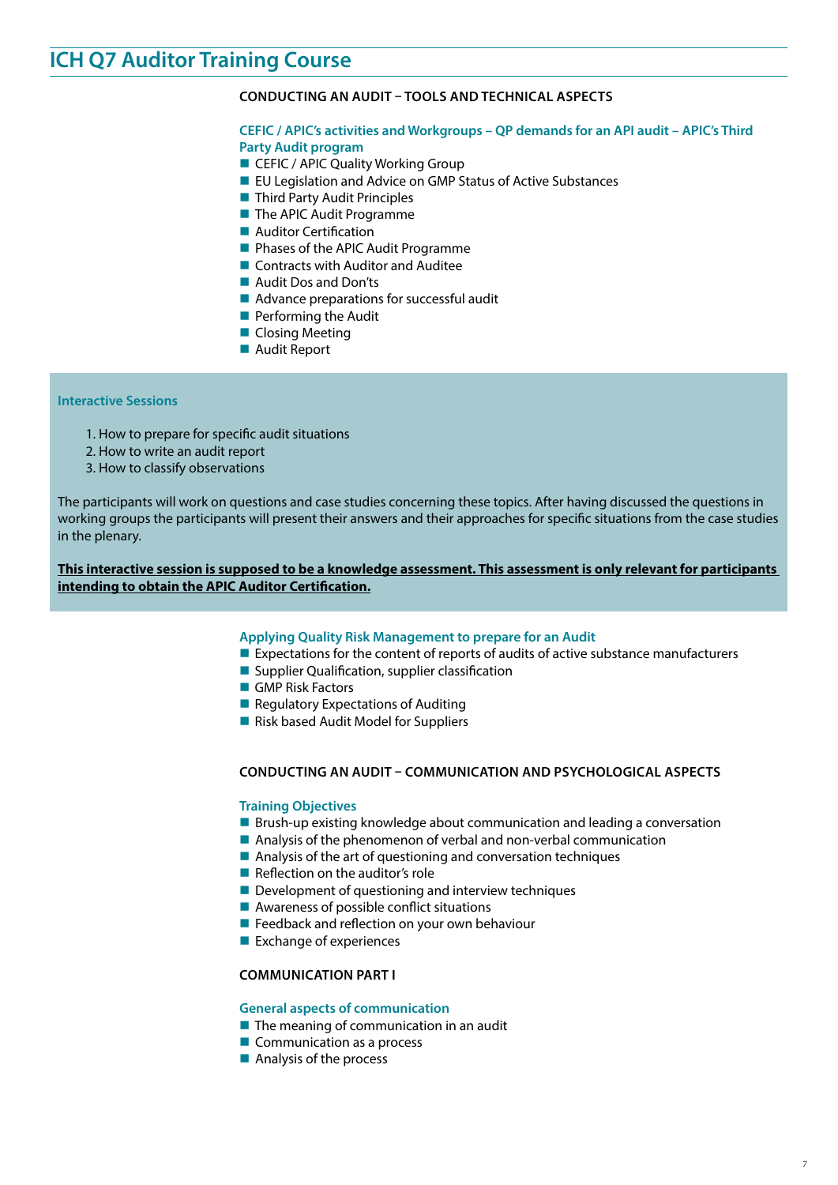# ICH Q7 Auditor Training Course

## CONDUCTING AN AUDIT – TOOLS AND TECHNICAL ASPECTS

### CEFIC / APIC's activities and Workgroups – QP demands for an API audit – APIC's Third Party Audit program

- CEFIC / APIC Quality Working Group
- EU Legislation and Advice on GMP Status of Active Substances
- Third Party Audit Principles
- The APIC Audit Programme
- Auditor Certification
- Phases of the APIC Audit Programme
- Contracts with Auditor and Auditee
- Audit Dos and Don'ts
- Advance preparations for successful audit
- Performing the Audit
- Closing Meeting
- Audit Report

### Interactive Sessions

1. How to prepare for specific audit situations
2. How to write an audit report
3. How to classify observations

The participants will work on questions and case studies concerning these topics. After having discussed the questions in working groups the participants will present their answers and their approaches for specific situations from the case studies in the plenary.

**This interactive session is supposed to be a knowledge assessment. This assessment is only relevant for participants intending to obtain the APIC Auditor Certification.**

### Applying Quality Risk Management to prepare for an Audit

- Expectations for the content of reports of audits of active substance manufacturers
- Supplier Qualification, supplier classification
- GMP Risk Factors
- Regulatory Expectations of Auditing
- Risk based Audit Model for Suppliers

## CONDUCTING AN AUDIT – COMMUNICATION AND PSYCHOLOGICAL ASPECTS

### Training Objectives

- Brush-up existing knowledge about communication and leading a conversation
- Analysis of the phenomenon of verbal and non-verbal communication
- Analysis of the art of questioning and conversation techniques
- Reflection on the auditor's role
- Development of questioning and interview techniques
- Awareness of possible conflict situations
- Feedback and reflection on your own behaviour
- Exchange of experiences

## COMMUNICATION PART I

### General aspects of communication

- The meaning of communication in an audit
- Communication as a process
- Analysis of the process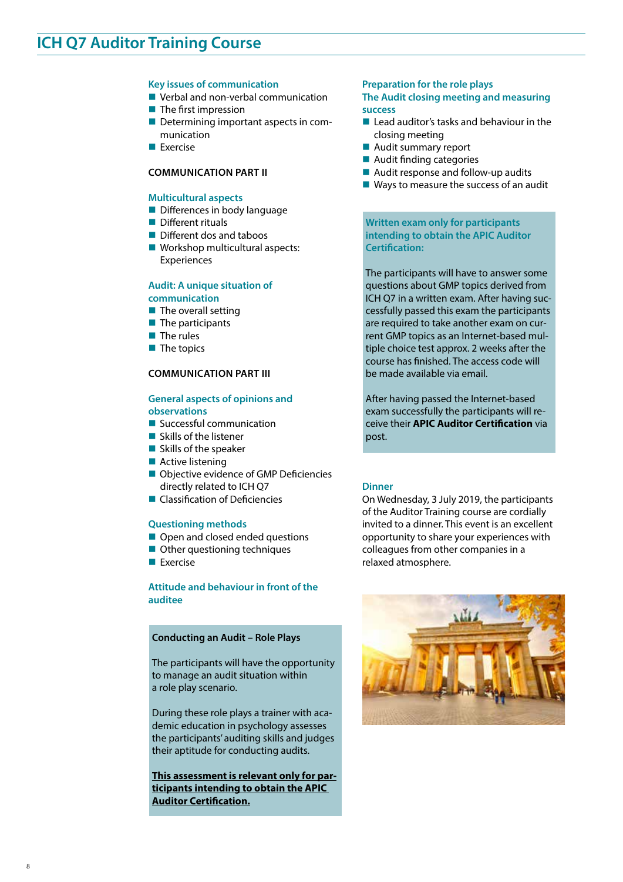# ICH Q7 Auditor Training Course

### Key issues of communication

- Verbal and non-verbal communication
- The first impression
- Determining important aspects in communication
- Exercise

**COMMUNICATION PART II**

### Multicultural aspects

- Differences in body language
- Different rituals
- Different dos and taboos
- Workshop multicultural aspects: Experiences

### Audit: A unique situation of communication

- The overall setting
- The participants
- The rules
- The topics

**COMMUNICATION PART III**

### General aspects of opinions and observations

- Successful communication
- Skills of the listener
- Skills of the speaker
- Active listening
- Objective evidence of GMP Deficiencies directly related to ICH Q7
- Classification of Deficiencies

### Questioning methods

- Open and closed ended questions
- Other questioning techniques
- Exercise

### Attitude and behaviour in front of the auditee

**Conducting an Audit – Role Plays**

The participants will have the opportunity to manage an audit situation within a role play scenario.

During these role plays a trainer with academic education in psychology assesses the participants' auditing skills and judges their aptitude for conducting audits.

**This assessment is relevant only for participants intending to obtain the APIC Auditor Certification.**

### Preparation for the role plays

### The Audit closing meeting and measuring success

- Lead auditor's tasks and behaviour in the closing meeting
- Audit summary report
- Audit finding categories
- Audit response and follow-up audits
- Ways to measure the success of an audit

### Written exam only for participants intending to obtain the APIC Auditor Certification:

The participants will have to answer some questions about GMP topics derived from ICH Q7 in a written exam. After having successfully passed this exam the participants are required to take another exam on current GMP topics as an Internet-based multiple choice test approx. 2 weeks after the course has finished. The access code will be made available via email.

After having passed the Internet-based exam successfully the participants will receive their **APIC Auditor Certification** via post.

### Dinner

On Wednesday, 3 July 2019, the participants of the Auditor Training course are cordially invited to a dinner. This event is an excellent opportunity to share your experiences with colleagues from other companies in a relaxed atmosphere.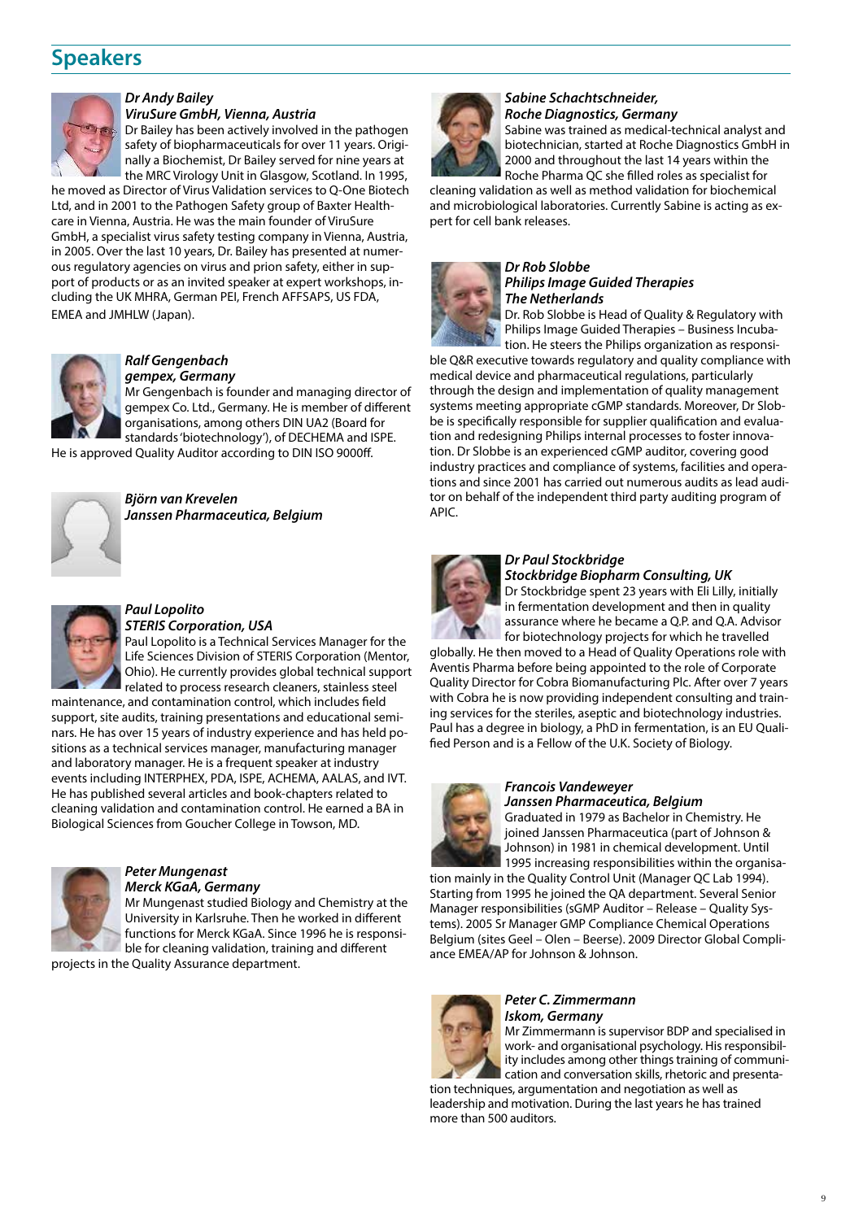## Speakers

***Dr Andy Bailey***
***ViruSure GmbH, Vienna, Austria***

Dr Bailey has been actively involved in the pathogen safety of biopharmaceuticals for over 11 years. Originally a Biochemist, Dr Bailey served for nine years at the MRC Virology Unit in Glasgow, Scotland. In 1995, he moved as Director of Virus Validation services to Q-One Biotech Ltd, and in 2001 to the Pathogen Safety group of Baxter Healthcare in Vienna, Austria. He was the main founder of ViruSure GmbH, a specialist virus safety testing company in Vienna, Austria, in 2005. Over the last 10 years, Dr. Bailey has presented at numerous regulatory agencies on virus and prion safety, either in support of products or as an invited speaker at expert workshops, including the UK MHRA, German PEI, French AFFSAPS, US FDA, EMEA and JMHLW (Japan).

***Ralf Gengenbach***
***gempex, Germany***

Mr Gengenbach is founder and managing director of gempex Co. Ltd., Germany. He is member of different organisations, among others DIN UA2 (Board for standards 'biotechnology'), of DECHEMA and ISPE. He is approved Quality Auditor according to DIN ISO 9000ff.

***Björn van Krevelen***
***Janssen Pharmaceutica, Belgium***

***Paul Lopolito***
***STERIS Corporation, USA***

Paul Lopolito is a Technical Services Manager for the Life Sciences Division of STERIS Corporation (Mentor, Ohio). He currently provides global technical support related to process research cleaners, stainless steel maintenance, and contamination control, which includes field support, site audits, training presentations and educational seminars. He has over 15 years of industry experience and has held positions as a technical services manager, manufacturing manager and laboratory manager. He is a frequent speaker at industry events including INTERPHEX, PDA, ISPE, ACHEMA, AALAS, and IVT. He has published several articles and book-chapters related to cleaning validation and contamination control. He earned a BA in Biological Sciences from Goucher College in Towson, MD.

***Peter Mungenast***
***Merck KGaA, Germany***

Mr Mungenast studied Biology and Chemistry at the University in Karlsruhe. Then he worked in different functions for Merck KGaA. Since 1996 he is responsible for cleaning validation, training and different projects in the Quality Assurance department.

***Sabine Schachtschneider,***
***Roche Diagnostics, Germany***

Sabine was trained as medical-technical analyst and biotechnician, started at Roche Diagnostics GmbH in 2000 and throughout the last 14 years within the Roche Pharma QC she filled roles as specialist for cleaning validation as well as method validation for biochemical and microbiological laboratories. Currently Sabine is acting as expert for cell bank releases.

***Dr Rob Slobbe***
***Philips Image Guided Therapies***
***The Netherlands***

Dr. Rob Slobbe is Head of Quality & Regulatory with Philips Image Guided Therapies – Business Incubation. He steers the Philips organization as responsible Q&R executive towards regulatory and quality compliance with medical device and pharmaceutical regulations, particularly through the design and implementation of quality management systems meeting appropriate cGMP standards. Moreover, Dr Slobbe is specifically responsible for supplier qualification and evaluation and redesigning Philips internal processes to foster innovation. Dr Slobbe is an experienced cGMP auditor, covering good industry practices and compliance of systems, facilities and operations and since 2001 has carried out numerous audits as lead auditor on behalf of the independent third party auditing program of APIC.

***Dr Paul Stockbridge***
***Stockbridge Biopharm Consulting, UK***

Dr Stockbridge spent 23 years with Eli Lilly, initially in fermentation development and then in quality assurance where he became a Q.P. and Q.A. Advisor for biotechnology projects for which he travelled globally. He then moved to a Head of Quality Operations role with Aventis Pharma before being appointed to the role of Corporate Quality Director for Cobra Biomanufacturing Plc. After over 7 years with Cobra he is now providing independent consulting and training services for the steriles, aseptic and biotechnology industries. Paul has a degree in biology, a PhD in fermentation, is an EU Qualified Person and is a Fellow of the U.K. Society of Biology.

***Francois Vandeweyer***
***Janssen Pharmaceutica, Belgium***

Graduated in 1979 as Bachelor in Chemistry. He joined Janssen Pharmaceutica (part of Johnson & Johnson) in 1981 in chemical development. Until 1995 increasing responsibilities within the organisation mainly in the Quality Control Unit (Manager QC Lab 1994). Starting from 1995 he joined the QA department. Several Senior Manager responsibilities (sGMP Auditor – Release – Quality Systems). 2005 Sr Manager GMP Compliance Chemical Operations Belgium (sites Geel – Olen – Beerse). 2009 Director Global Compliance EMEA/AP for Johnson & Johnson.

***Peter C. Zimmermann***
***Iskom, Germany***

Mr Zimmermann is supervisor BDP and specialised in work- and organisational psychology. His responsibility includes among other things training of communication and conversation skills, rhetoric and presentation techniques, argumentation and negotiation as well as leadership and motivation. During the last years he has trained more than 500 auditors.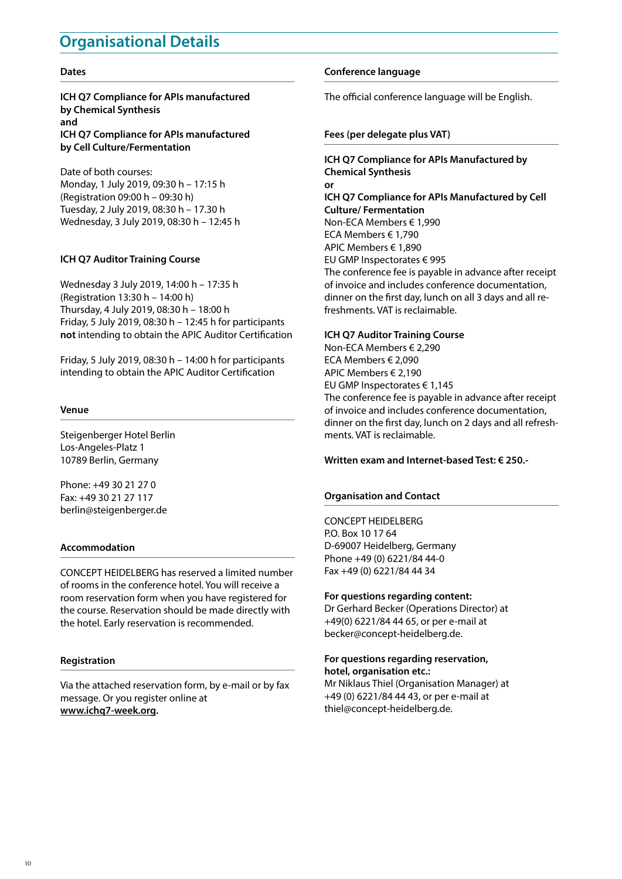# Organisational Details

## Dates

**ICH Q7 Compliance for APIs manufactured by Chemical Synthesis**
**and**
**ICH Q7 Compliance for APIs manufactured by Cell Culture/Fermentation**

Date of both courses:
Monday, 1 July 2019, 09:30 h – 17:15 h
(Registration 09:00 h – 09:30 h)
Tuesday, 2 July 2019, 08:30 h – 17.30 h
Wednesday, 3 July 2019, 08:30 h – 12:45 h

**ICH Q7 Auditor Training Course**

Wednesday 3 July 2019, 14:00 h – 17:35 h
(Registration 13:30 h – 14:00 h)
Thursday, 4 July 2019, 08:30 h – 18:00 h
Friday, 5 July 2019, 08:30 h – 12:45 h for participants **not** intending to obtain the APIC Auditor Certification

Friday, 5 July 2019, 08:30 h – 14:00 h for participants intending to obtain the APIC Auditor Certification

## Venue

Steigenberger Hotel Berlin
Los-Angeles-Platz 1
10789 Berlin, Germany

Phone: +49 30 21 27 0
Fax: +49 30 21 27 117
berlin@steigenberger.de

## Accommodation

CONCEPT HEIDELBERG has reserved a limited number of rooms in the conference hotel. You will receive a room reservation form when you have registered for the course. Reservation should be made directly with the hotel. Early reservation is recommended.

## Registration

Via the attached reservation form, by e-mail or by fax message. Or you register online at **www.ichq7-week.org**.

## Conference language

The official conference language will be English.

## Fees (per delegate plus VAT)

**ICH Q7 Compliance for APIs Manufactured by Chemical Synthesis**
**or**
**ICH Q7 Compliance for APIs Manufactured by Cell Culture/ Fermentation**
Non-ECA Members € 1,990
ECA Members € 1,790
APIC Members € 1,890
EU GMP Inspectorates € 995
The conference fee is payable in advance after receipt of invoice and includes conference documentation, dinner on the first day, lunch on all 3 days and all refreshments. VAT is reclaimable.

**ICH Q7 Auditor Training Course**
Non-ECA Members € 2,290
ECA Members € 2,090
APIC Members € 2,190
EU GMP Inspectorates € 1,145
The conference fee is payable in advance after receipt of invoice and includes conference documentation, dinner on the first day, lunch on 2 days and all refreshments. VAT is reclaimable.

**Written exam and Internet-based Test: € 250.-**

## Organisation and Contact

CONCEPT HEIDELBERG
P.O. Box 10 17 64
D-69007 Heidelberg, Germany
Phone +49 (0) 6221/84 44-0
Fax +49 (0) 6221/84 44 34

**For questions regarding content:**
Dr Gerhard Becker (Operations Director) at +49(0) 6221/84 44 65, or per e-mail at becker@concept-heidelberg.de.

**For questions regarding reservation, hotel, organisation etc.:**
Mr Niklaus Thiel (Organisation Manager) at +49 (0) 6221/84 44 43, or per e-mail at thiel@concept-heidelberg.de.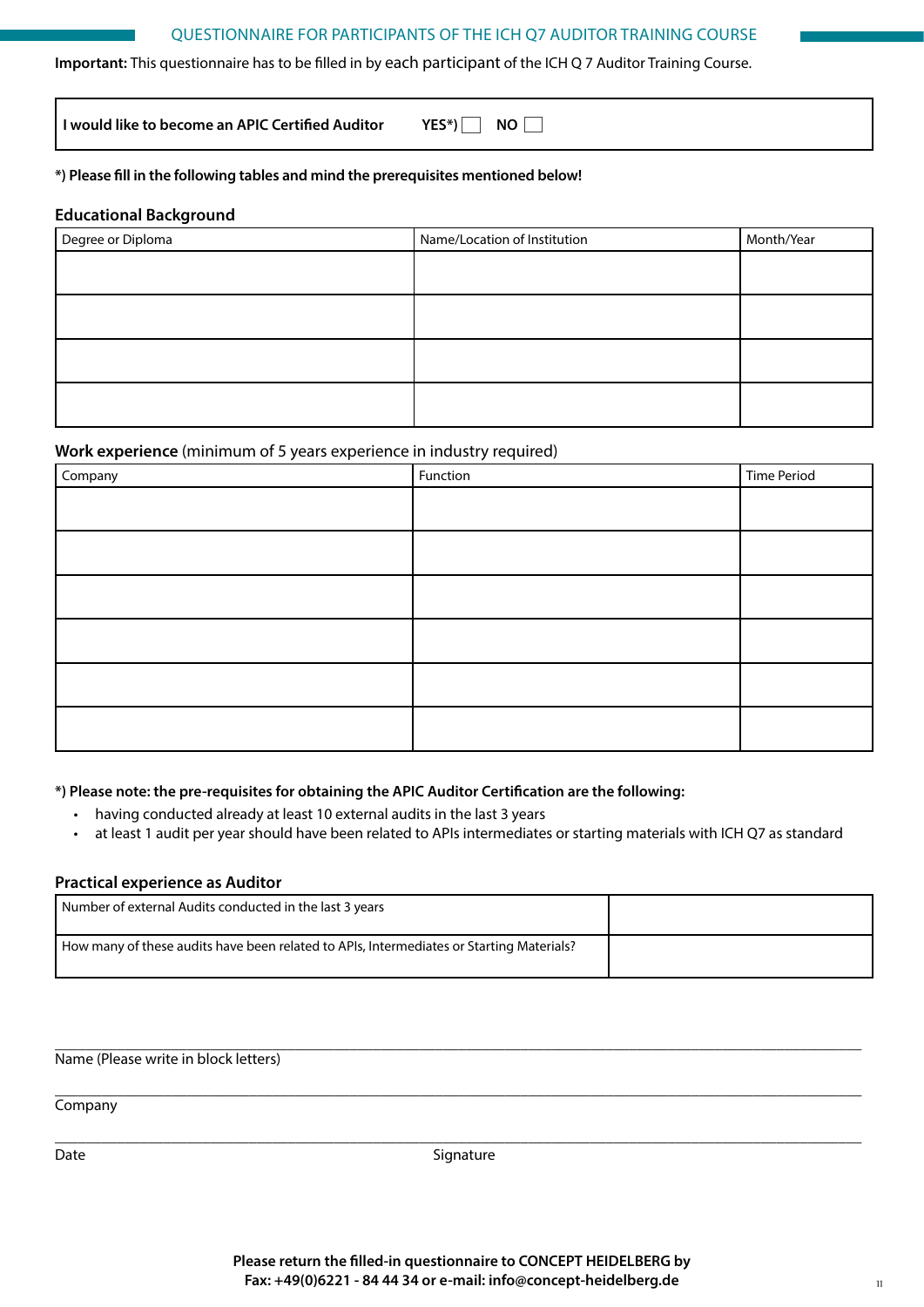# QUESTIONNAIRE FOR PARTICIPANTS OF THE ICH Q7 AUDITOR TRAINING COURSE

**Important:** This questionnaire has to be filled in by each participant of the ICH Q 7 Auditor Training Course.

| **I would like to become an APIC Certified Auditor** | **YES*)** ☐ | **NO** ☐ |
|---|---|---|

***) Please fill in the following tables and mind the prerequisites mentioned below!**

## Educational Background

| Degree or Diploma | Name/Location of Institution | Month/Year |
|---|---|---|
| | | |
| | | |
| | | |
| | | |

## Work experience (minimum of 5 years experience in industry required)

| Company | Function | Time Period |
|---|---|---|
| | | |
| | | |
| | | |
| | | |
| | | |
| | | |

***) Please note: the pre-requisites for obtaining the APIC Auditor Certification are the following:**

- having conducted already at least 10 external audits in the last 3 years
- at least 1 audit per year should have been related to APIs intermediates or starting materials with ICH Q7 as standard

## Practical experience as Auditor

| Number of external Audits conducted in the last 3 years | |
|---|---|
| How many of these audits have been related to APIs, Intermediates or Starting Materials? | |

\_\_\_\_\_\_\_\_\_\_\_\_\_\_\_\_\_\_\_\_\_\_\_\_\_\_\_\_\_\_\_\_\_\_\_\_\_\_\_\_\_\_\_\_\_\_\_\_\_\_\_\_\_\_\_\_\_\_\_\_\_\_\_\_\_\_\_\_\_\_\_\_\_\_\_\_\_\_

Name (Please write in block letters)

\_\_\_\_\_\_\_\_\_\_\_\_\_\_\_\_\_\_\_\_\_\_\_\_\_\_\_\_\_\_\_\_\_\_\_\_\_\_\_\_\_\_\_\_\_\_\_\_\_\_\_\_\_\_\_\_\_\_\_\_\_\_\_\_\_\_\_\_\_\_\_\_\_\_\_\_\_\_

Company

\_\_\_\_\_\_\_\_\_\_\_\_\_\_\_\_\_\_\_\_\_\_\_\_\_\_\_\_\_\_\_\_\_\_\_\_\_\_\_\_\_\_\_\_\_\_\_\_\_\_\_\_\_\_\_\_\_\_\_\_\_\_\_\_\_\_\_\_\_\_\_\_\_\_\_\_\_\_

Date Signature

**Please return the filled-in questionnaire to CONCEPT HEIDELBERG by**
**Fax: +49(0)6221 - 84 44 34 or e-mail: info@concept-heidelberg.de**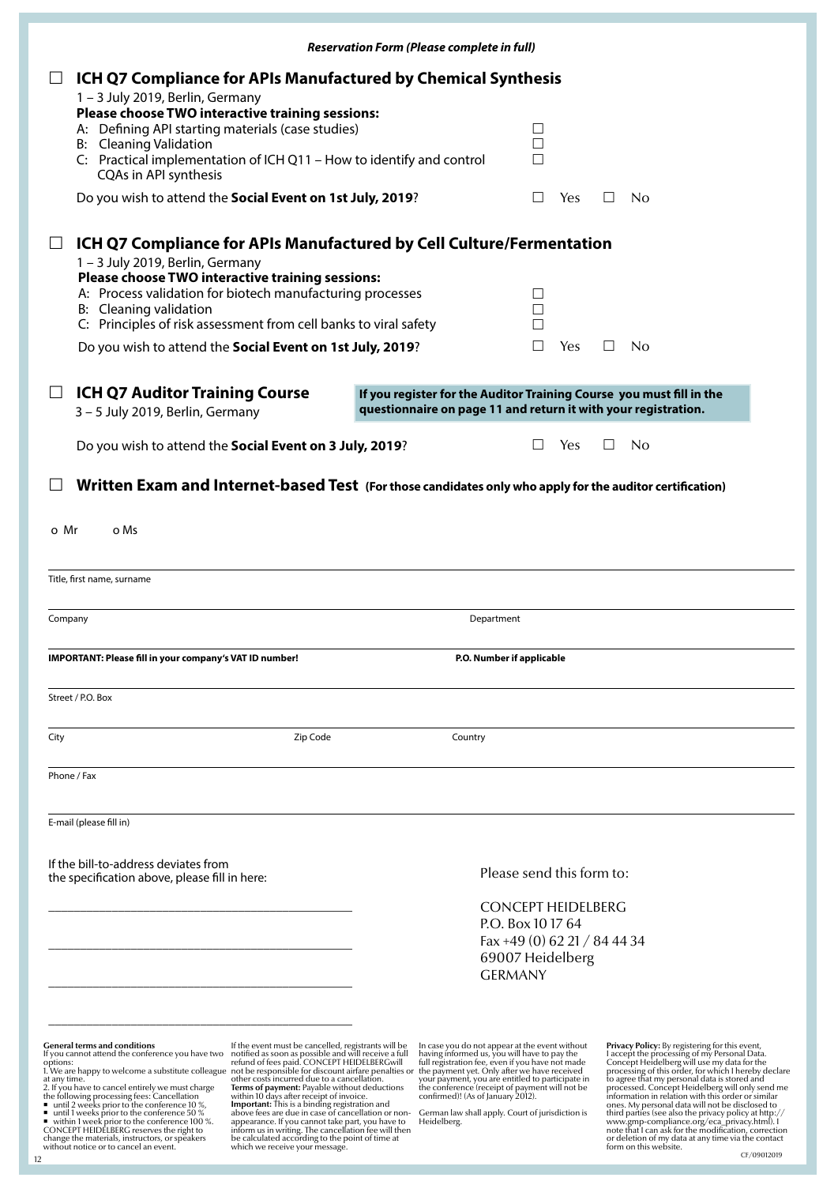***Reservation Form (Please complete in full)***

☐ **ICH Q7 Compliance for APIs Manufactured by Chemical Synthesis**

1 – 3 July 2019, Berlin, Germany

**Please choose TWO interactive training sessions:**

- A: Defining API starting materials (case studies) ☐
- B: Cleaning Validation ☐
- C: Practical implementation of ICH Q11 – How to identify and control CQAs in API synthesis ☐

Do you wish to attend the **Social Event on 1st July, 2019**? ☐ Yes ☐ No

☐ **ICH Q7 Compliance for APIs Manufactured by Cell Culture/Fermentation**

1 – 3 July 2019, Berlin, Germany

**Please choose TWO interactive training sessions:**

- A: Process validation for biotech manufacturing processes ☐
- B: Cleaning validation ☐
- C: Principles of risk assessment from cell banks to viral safety ☐

Do you wish to attend the **Social Event on 1st July, 2019**? ☐ Yes ☐ No

☐ **ICH Q7 Auditor Training Course**

3 – 5 July 2019, Berlin, Germany

**If you register for the Auditor Training Course you must fill in the questionnaire on page 11 and return it with your registration.**

Do you wish to attend the **Social Event on 3 July, 2019**? ☐ Yes ☐ No

☐ **Written Exam and Internet-based Test** **(For those candidates only who apply for the auditor certification)**

o Mr o Ms

Title, first name, surname

Company | Department

**IMPORTANT: Please fill in your company's VAT ID number!** | **P.O. Number if applicable**

Street / P.O. Box

City | Zip Code | Country

Phone / Fax

E-mail (please fill in)

If the bill-to-address deviates from the specification above, please fill in here:

\_\_\_\_\_\_\_\_\_\_\_\_\_\_\_\_\_\_\_\_\_\_\_\_\_\_\_\_\_\_\_\_\_\_\_\_\_\_\_\_

\_\_\_\_\_\_\_\_\_\_\_\_\_\_\_\_\_\_\_\_\_\_\_\_\_\_\_\_\_\_\_\_\_\_\_\_\_\_\_\_

\_\_\_\_\_\_\_\_\_\_\_\_\_\_\_\_\_\_\_\_\_\_\_\_\_\_\_\_\_\_\_\_\_\_\_\_\_\_\_\_

\_\_\_\_\_\_\_\_\_\_\_\_\_\_\_\_\_\_\_\_\_\_\_\_\_\_\_\_\_\_\_\_\_\_\_\_\_\_\_\_

Please send this form to:

CONCEPT HEIDELBERG
P.O. Box 10 17 64
Fax +49 (0) 62 21 / 84 44 34
69007 Heidelberg
GERMANY

**General terms and conditions**

If you cannot attend the conference you have two options:

1. We are happy to welcome a substitute colleague at any time.
2. If you have to cancel entirely we must charge the following processing fees: Cancellation
   - until 2 weeks prior to the conference 10 %,
   - until 1 weeks prior to the conference 50 %
   - within 1 week prior to the conference 100 %.

CONCEPT HEIDELBERG reserves the right to change the materials, instructors, or speakers without notice or to cancel an event.

If the event must be cancelled, registrants will be notified as soon as possible and will receive a full refund of fees paid. CONCEPT HEIDELBERGwill not be responsible for discount airfare penalties or other costs incurred due to a cancellation.

**Terms of payment:** Payable without deductions within 10 days after receipt of invoice.

**Important:** This is a binding registration and above fees are due in case of cancellation or non-appearance. If you cannot take part, you have to inform us in writing. The cancellation fee will then be calculated according to the point of time at which we receive your message.

In case you do not appear at the event without having informed us, you will have to pay the full registration fee, even if you have not made the payment yet. Only after we have received your payment, you are entitled to participate in the conference (receipt of payment will not be confirmed)! (As of January 2012).

German law shall apply. Court of jurisdiction is Heidelberg.

**Privacy Policy:** By registering for this event, I accept the processing of my Personal Data. Concept Heidelberg will use my data for the processing of this order, for which I hereby declare to agree that my personal data is stored and processed. Concept Heidelberg will only send me information in relation with this order or similar ones. My personal data will not be disclosed to third parties (see also the privacy policy at http://www.gmp-compliance.org/eca_privacy.html). I note that I can ask for the modification, correction or deletion of my data at any time via the contact form on this website.

CF/09012019